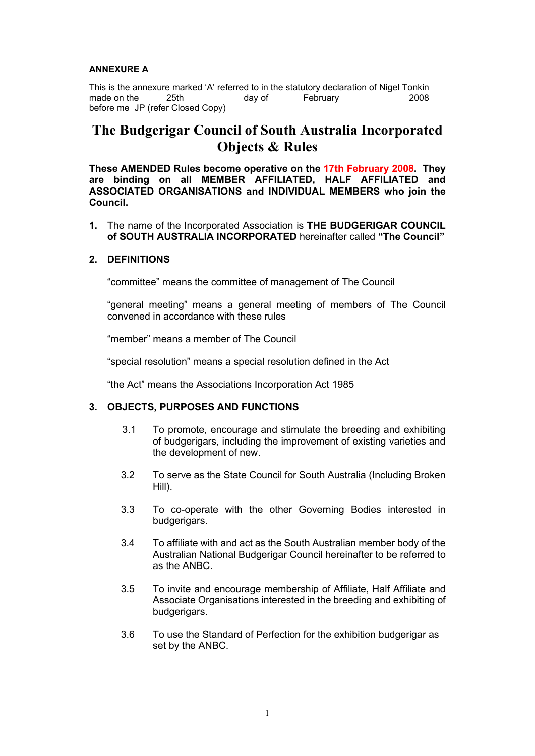**ANNEXURE A**

This is the annexure marked 'A' referred to in the statutory declaration of Nigel Tonkin made on the 25th day of February 2008 before me JP (refer Closed Copy)

# The Budgerigar Council of South Australia Incorporated Objects & Rules

**These AMENDED Rules become operative on the 17th February 2008. They are binding on all MEMBER AFFILIATED, HALF AFFILIATED and ASSOCIATED ORGANISATIONS and INDIVIDUAL MEMBERS who join the Council.**

**1.** The name of the Incorporated Association is **THE BUDGERIGAR COUNCIL of SOUTH AUSTRALIA INCORPORATED** hereinafter called **"The Council"**

## 2. DEFINITIONS

"committee" means the committee of management of The Council

"general meeting" means a general meeting of members of The Council convened in accordance with these rules

"member" means a member of The Council

"special resolution" means a special resolution defined in the Act

"the Act" means the Associations Incorporation Act 1985

## 3. OBJECTS, PURPOSES AND FUNCTIONS

3.1 To promote, encourage and stimulate the breeding and exhibiting of budgerigars, including the improvement of existing varieties and the development of new.

3.2 To serve as the State Council for South Australia (Including Broken Hill).

3.3 To co-operate with the other Governing Bodies interested in budgerigars.

3.4 To affiliate with and act as the South Australian member body of the Australian National Budgerigar Council hereinafter to be referred to as the ANBC.

3.5 To invite and encourage membership of Affiliate, Half Affiliate and Associate Organisations interested in the breeding and exhibiting of budgerigars.

3.6 To use the Standard of Perfection for the exhibition budgerigar as set by the ANBC.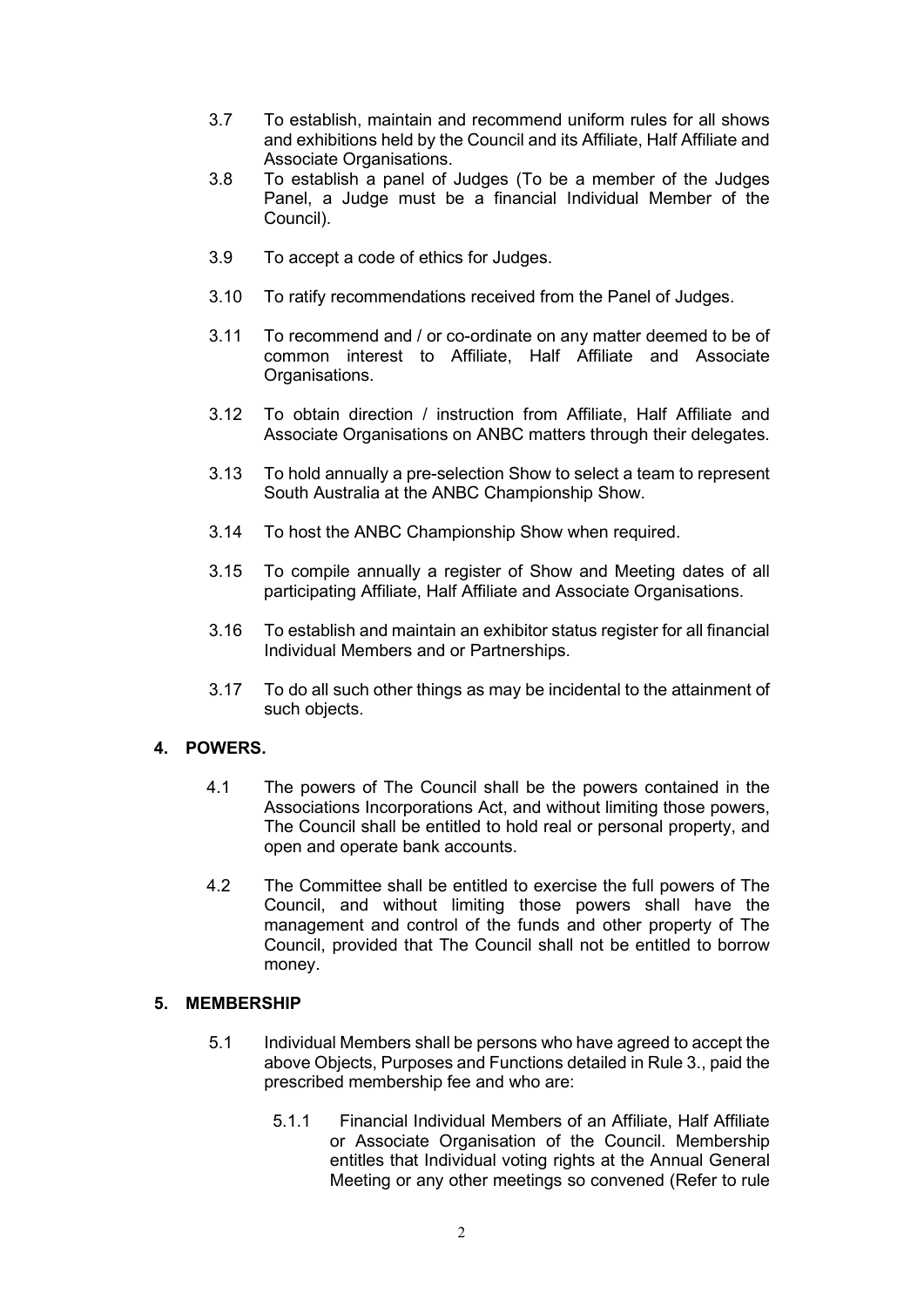3.7 To establish, maintain and recommend uniform rules for all shows and exhibitions held by the Council and its Affiliate, Half Affiliate and Associate Organisations.

3.8 To establish a panel of Judges (To be a member of the Judges Panel, a Judge must be a financial Individual Member of the Council).

3.9 To accept a code of ethics for Judges.

3.10 To ratify recommendations received from the Panel of Judges.

3.11 To recommend and / or co-ordinate on any matter deemed to be of common interest to Affiliate, Half Affiliate and Associate Organisations.

3.12 To obtain direction / instruction from Affiliate, Half Affiliate and Associate Organisations on ANBC matters through their delegates.

3.13 To hold annually a pre-selection Show to select a team to represent South Australia at the ANBC Championship Show.

3.14 To host the ANBC Championship Show when required.

3.15 To compile annually a register of Show and Meeting dates of all participating Affiliate, Half Affiliate and Associate Organisations.

3.16 To establish and maintain an exhibitor status register for all financial Individual Members and or Partnerships.

3.17 To do all such other things as may be incidental to the attainment of such objects.

## 4. POWERS.

4.1 The powers of The Council shall be the powers contained in the Associations Incorporations Act, and without limiting those powers, The Council shall be entitled to hold real or personal property, and open and operate bank accounts.

4.2 The Committee shall be entitled to exercise the full powers of The Council, and without limiting those powers shall have the management and control of the funds and other property of The Council, provided that The Council shall not be entitled to borrow money.

## 5. MEMBERSHIP

5.1 Individual Members shall be persons who have agreed to accept the above Objects, Purposes and Functions detailed in Rule 3., paid the prescribed membership fee and who are:

5.1.1 Financial Individual Members of an Affiliate, Half Affiliate or Associate Organisation of the Council. Membership entitles that Individual voting rights at the Annual General Meeting or any other meetings so convened (Refer to rule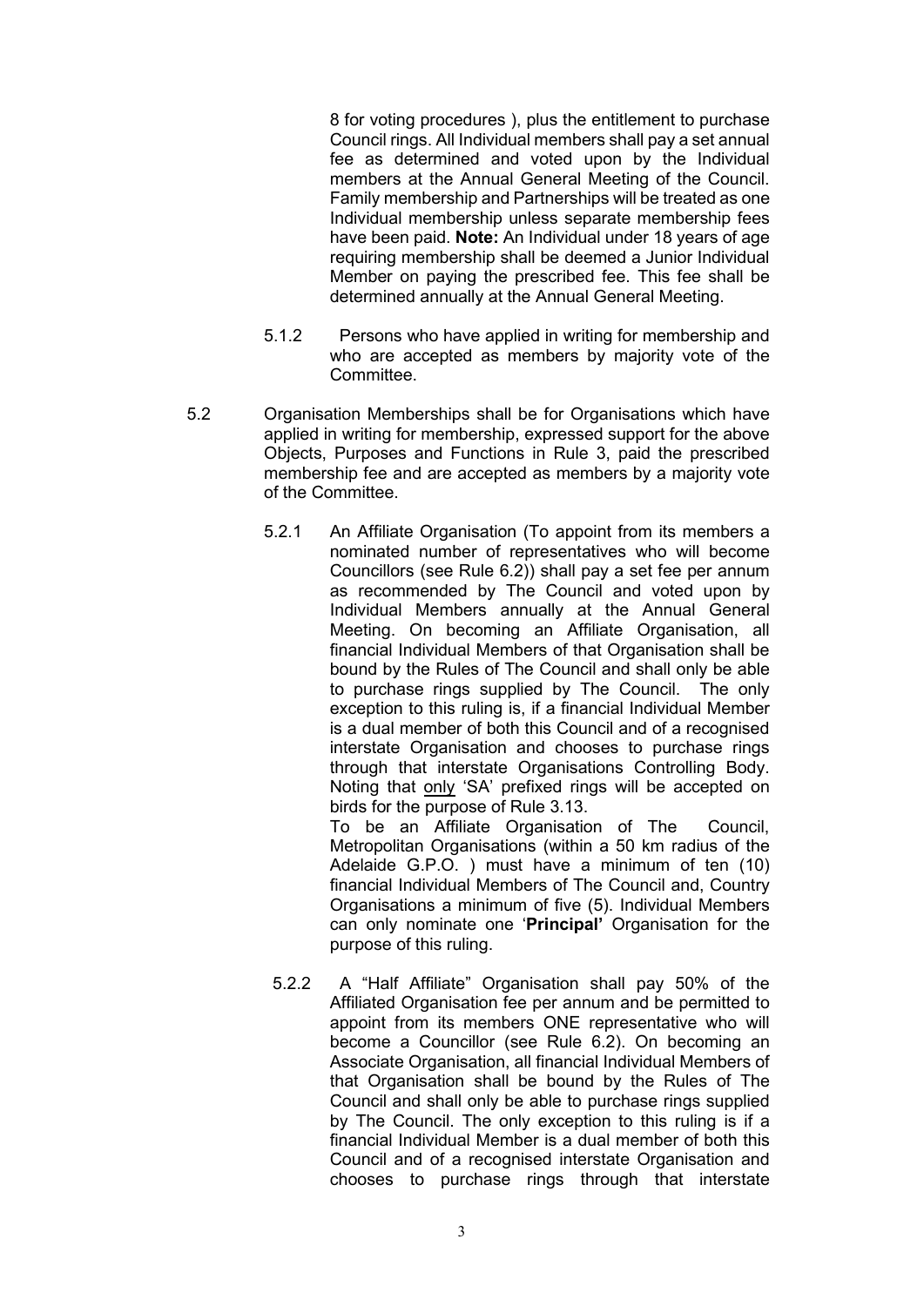8 for voting procedures ), plus the entitlement to purchase Council rings. All Individual members shall pay a set annual fee as determined and voted upon by the Individual members at the Annual General Meeting of the Council. Family membership and Partnerships will be treated as one Individual membership unless separate membership fees have been paid. **Note:** An Individual under 18 years of age requiring membership shall be deemed a Junior Individual Member on paying the prescribed fee. This fee shall be determined annually at the Annual General Meeting.

5.1.2 Persons who have applied in writing for membership and who are accepted as members by majority vote of the Committee.

5.2 Organisation Memberships shall be for Organisations which have applied in writing for membership, expressed support for the above Objects, Purposes and Functions in Rule 3, paid the prescribed membership fee and are accepted as members by a majority vote of the Committee.

5.2.1 An Affiliate Organisation (To appoint from its members a nominated number of representatives who will become Councillors (see Rule 6.2)) shall pay a set fee per annum as recommended by The Council and voted upon by Individual Members annually at the Annual General Meeting. On becoming an Affiliate Organisation, all financial Individual Members of that Organisation shall be bound by the Rules of The Council and shall only be able to purchase rings supplied by The Council. The only exception to this ruling is, if a financial Individual Member is a dual member of both this Council and of a recognised interstate Organisation and chooses to purchase rings through that interstate Organisations Controlling Body. Noting that only 'SA' prefixed rings will be accepted on birds for the purpose of Rule 3.13.

To be an Affiliate Organisation of The Council, Metropolitan Organisations (within a 50 km radius of the Adelaide G.P.O. ) must have a minimum of ten (10) financial Individual Members of The Council and, Country Organisations a minimum of five (5). Individual Members can only nominate one '**Principal**' Organisation for the purpose of this ruling.

5.2.2 A "Half Affiliate" Organisation shall pay 50% of the Affiliated Organisation fee per annum and be permitted to appoint from its members ONE representative who will become a Councillor (see Rule 6.2). On becoming an Associate Organisation, all financial Individual Members of that Organisation shall be bound by the Rules of The Council and shall only be able to purchase rings supplied by The Council. The only exception to this ruling is if a financial Individual Member is a dual member of both this Council and of a recognised interstate Organisation and chooses to purchase rings through that interstate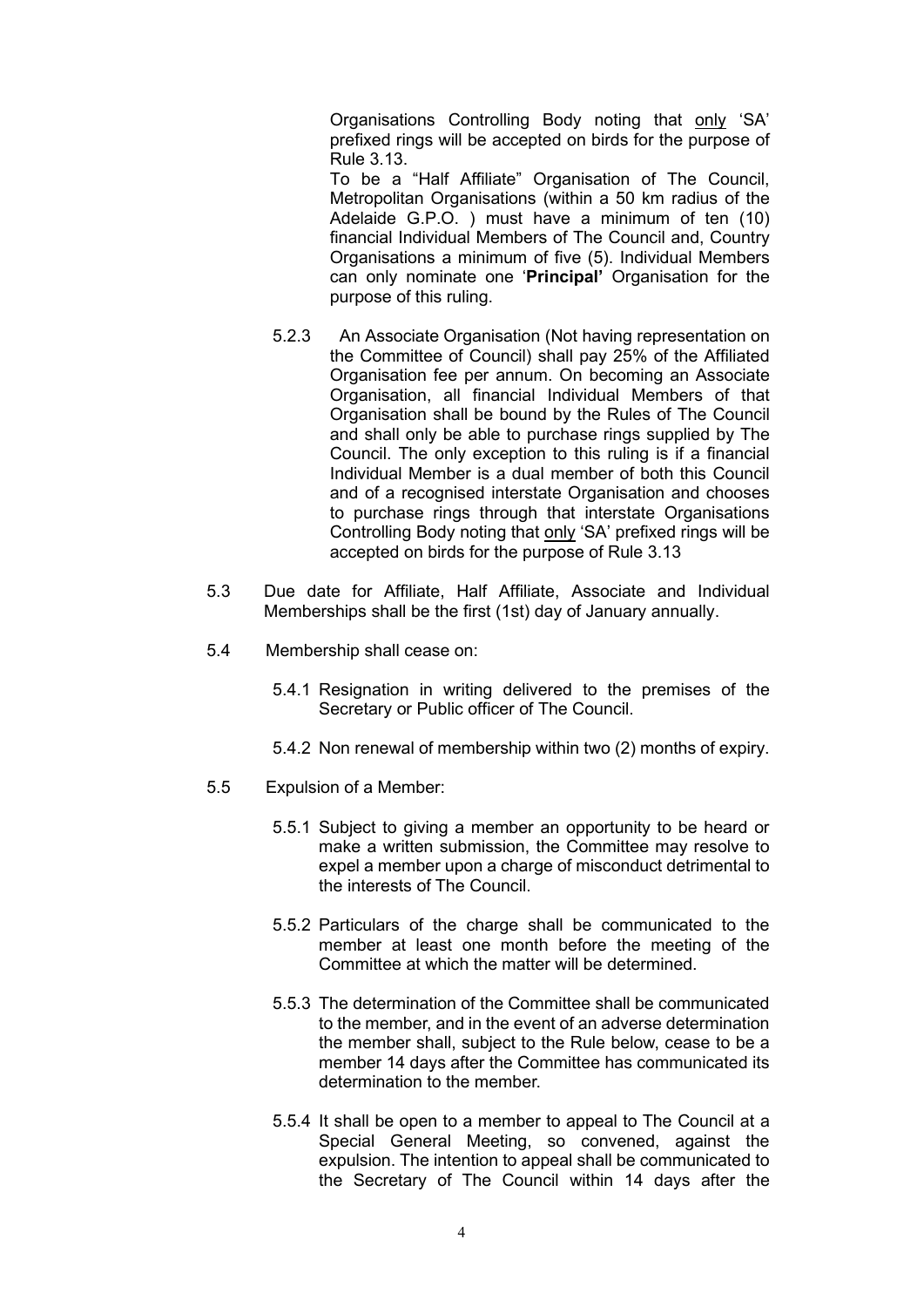Organisations Controlling Body noting that only 'SA' prefixed rings will be accepted on birds for the purpose of Rule 3.13.

To be a "Half Affiliate" Organisation of The Council, Metropolitan Organisations (within a 50 km radius of the Adelaide G.P.O. ) must have a minimum of ten (10) financial Individual Members of The Council and, Country Organisations a minimum of five (5). Individual Members can only nominate one '**Principal'** Organisation for the purpose of this ruling.

5.2.3 An Associate Organisation (Not having representation on the Committee of Council) shall pay 25% of the Affiliated Organisation fee per annum. On becoming an Associate Organisation, all financial Individual Members of that Organisation shall be bound by the Rules of The Council and shall only be able to purchase rings supplied by The Council. The only exception to this ruling is if a financial Individual Member is a dual member of both this Council and of a recognised interstate Organisation and chooses to purchase rings through that interstate Organisations Controlling Body noting that only 'SA' prefixed rings will be accepted on birds for the purpose of Rule 3.13

5.3 Due date for Affiliate, Half Affiliate, Associate and Individual Memberships shall be the first (1st) day of January annually.

5.4 Membership shall cease on:

5.4.1 Resignation in writing delivered to the premises of the Secretary or Public officer of The Council.

5.4.2 Non renewal of membership within two (2) months of expiry.

5.5 Expulsion of a Member:

5.5.1 Subject to giving a member an opportunity to be heard or make a written submission, the Committee may resolve to expel a member upon a charge of misconduct detrimental to the interests of The Council.

5.5.2 Particulars of the charge shall be communicated to the member at least one month before the meeting of the Committee at which the matter will be determined.

5.5.3 The determination of the Committee shall be communicated to the member, and in the event of an adverse determination the member shall, subject to the Rule below, cease to be a member 14 days after the Committee has communicated its determination to the member.

5.5.4 It shall be open to a member to appeal to The Council at a Special General Meeting, so convened, against the expulsion. The intention to appeal shall be communicated to the Secretary of The Council within 14 days after the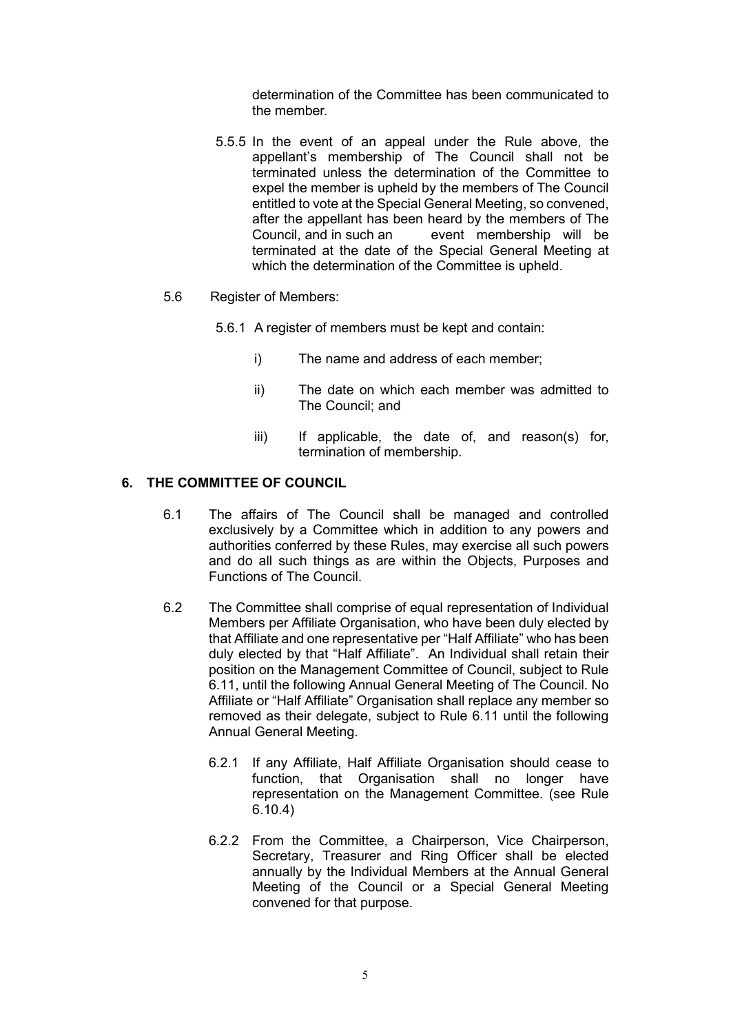determination of the Committee has been communicated to the member.

5.5.5 In the event of an appeal under the Rule above, the appellant's membership of The Council shall not be terminated unless the determination of the Committee to expel the member is upheld by the members of The Council entitled to vote at the Special General Meeting, so convened, after the appellant has been heard by the members of The Council, and in such an event membership will be terminated at the date of the Special General Meeting at which the determination of the Committee is upheld.

5.6 Register of Members:

5.6.1 A register of members must be kept and contain:

i) The name and address of each member;

ii) The date on which each member was admitted to The Council; and

iii) If applicable, the date of, and reason(s) for, termination of membership.

## 6. THE COMMITTEE OF COUNCIL

6.1 The affairs of The Council shall be managed and controlled exclusively by a Committee which in addition to any powers and authorities conferred by these Rules, may exercise all such powers and do all such things as are within the Objects, Purposes and Functions of The Council.

6.2 The Committee shall comprise of equal representation of Individual Members per Affiliate Organisation, who have been duly elected by that Affiliate and one representative per "Half Affiliate" who has been duly elected by that "Half Affiliate". An Individual shall retain their position on the Management Committee of Council, subject to Rule 6.11, until the following Annual General Meeting of The Council. No Affiliate or "Half Affiliate" Organisation shall replace any member so removed as their delegate, subject to Rule 6.11 until the following Annual General Meeting.

6.2.1 If any Affiliate, Half Affiliate Organisation should cease to function, that Organisation shall no longer have representation on the Management Committee. (see Rule 6.10.4)

6.2.2 From the Committee, a Chairperson, Vice Chairperson, Secretary, Treasurer and Ring Officer shall be elected annually by the Individual Members at the Annual General Meeting of the Council or a Special General Meeting convened for that purpose.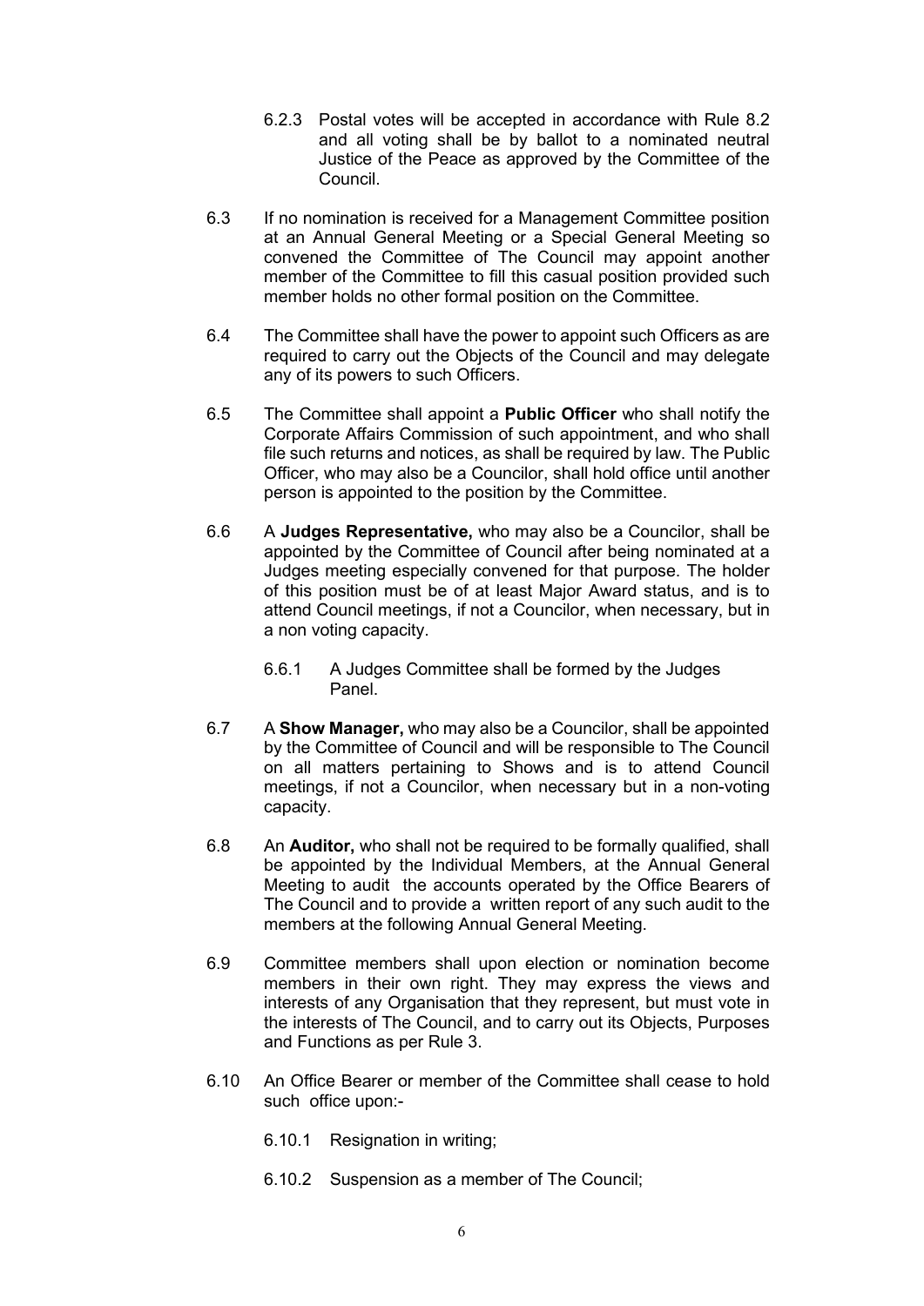6.2.3 Postal votes will be accepted in accordance with Rule 8.2 and all voting shall be by ballot to a nominated neutral Justice of the Peace as approved by the Committee of the Council.

6.3 If no nomination is received for a Management Committee position at an Annual General Meeting or a Special General Meeting so convened the Committee of The Council may appoint another member of the Committee to fill this casual position provided such member holds no other formal position on the Committee.

6.4 The Committee shall have the power to appoint such Officers as are required to carry out the Objects of the Council and may delegate any of its powers to such Officers.

6.5 The Committee shall appoint a **Public Officer** who shall notify the Corporate Affairs Commission of such appointment, and who shall file such returns and notices, as shall be required by law. The Public Officer, who may also be a Councilor, shall hold office until another person is appointed to the position by the Committee.

6.6 A **Judges Representative,** who may also be a Councilor, shall be appointed by the Committee of Council after being nominated at a Judges meeting especially convened for that purpose. The holder of this position must be of at least Major Award status, and is to attend Council meetings, if not a Councilor, when necessary, but in a non voting capacity.

6.6.1 A Judges Committee shall be formed by the Judges Panel.

6.7 A **Show Manager,** who may also be a Councilor, shall be appointed by the Committee of Council and will be responsible to The Council on all matters pertaining to Shows and is to attend Council meetings, if not a Councilor, when necessary but in a non-voting capacity.

6.8 An **Auditor,** who shall not be required to be formally qualified, shall be appointed by the Individual Members, at the Annual General Meeting to audit the accounts operated by the Office Bearers of The Council and to provide a written report of any such audit to the members at the following Annual General Meeting.

6.9 Committee members shall upon election or nomination become members in their own right. They may express the views and interests of any Organisation that they represent, but must vote in the interests of The Council, and to carry out its Objects, Purposes and Functions as per Rule 3.

6.10 An Office Bearer or member of the Committee shall cease to hold such office upon:-

6.10.1 Resignation in writing;

6.10.2 Suspension as a member of The Council;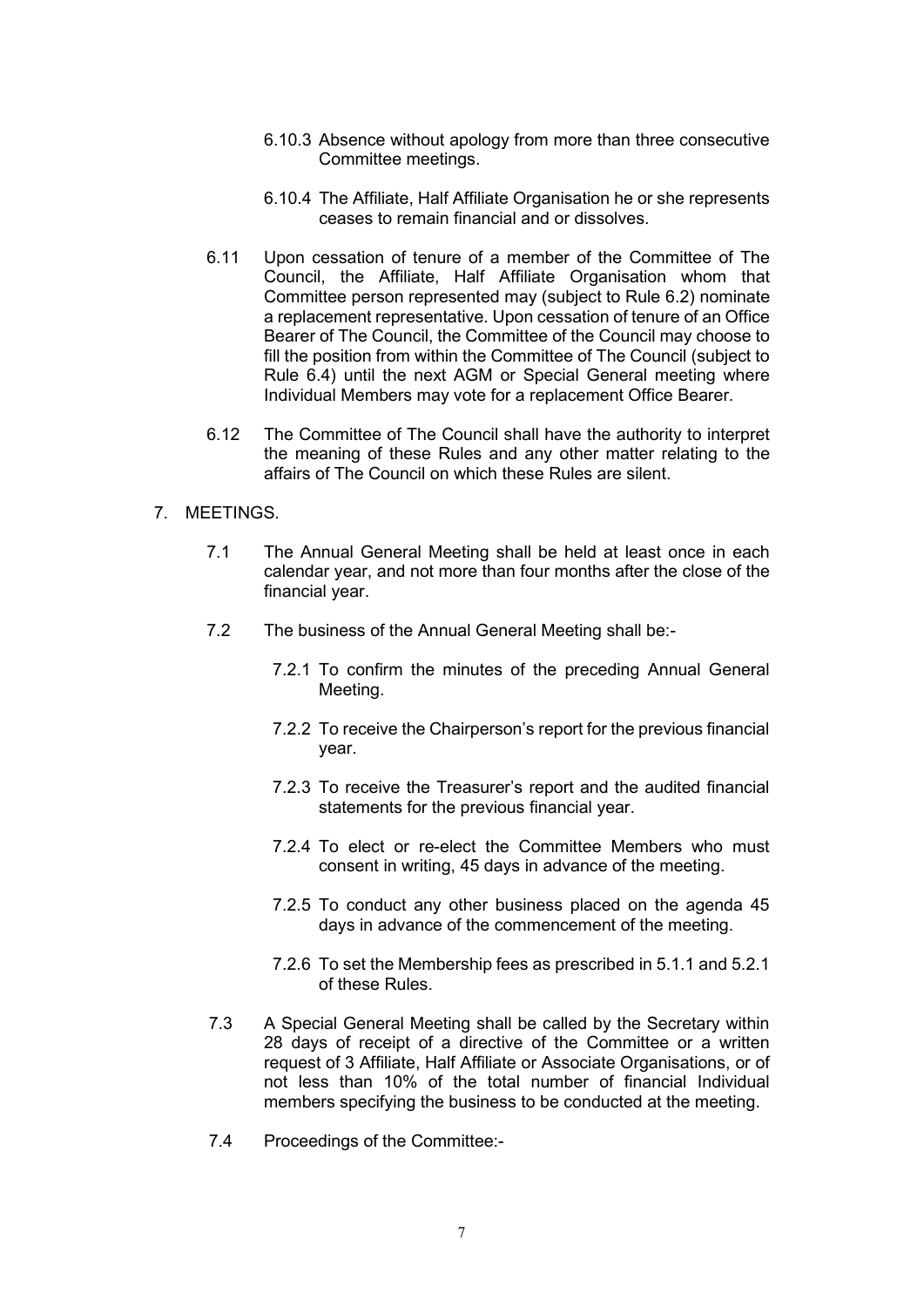6.10.3 Absence without apology from more than three consecutive Committee meetings.

6.10.4 The Affiliate, Half Affiliate Organisation he or she represents ceases to remain financial and or dissolves.

6.11 Upon cessation of tenure of a member of the Committee of The Council, the Affiliate, Half Affiliate Organisation whom that Committee person represented may (subject to Rule 6.2) nominate a replacement representative. Upon cessation of tenure of an Office Bearer of The Council, the Committee of the Council may choose to fill the position from within the Committee of The Council (subject to Rule 6.4) until the next AGM or Special General meeting where Individual Members may vote for a replacement Office Bearer.

6.12 The Committee of The Council shall have the authority to interpret the meaning of these Rules and any other matter relating to the affairs of The Council on which these Rules are silent.

7. MEETINGS.

7.1 The Annual General Meeting shall be held at least once in each calendar year, and not more than four months after the close of the financial year.

7.2 The business of the Annual General Meeting shall be:-

7.2.1 To confirm the minutes of the preceding Annual General Meeting.

7.2.2 To receive the Chairperson's report for the previous financial year.

7.2.3 To receive the Treasurer's report and the audited financial statements for the previous financial year.

7.2.4 To elect or re-elect the Committee Members who must consent in writing, 45 days in advance of the meeting.

7.2.5 To conduct any other business placed on the agenda 45 days in advance of the commencement of the meeting.

7.2.6 To set the Membership fees as prescribed in 5.1.1 and 5.2.1 of these Rules.

7.3 A Special General Meeting shall be called by the Secretary within 28 days of receipt of a directive of the Committee or a written request of 3 Affiliate, Half Affiliate or Associate Organisations, or of not less than 10% of the total number of financial Individual members specifying the business to be conducted at the meeting.

7.4 Proceedings of the Committee:-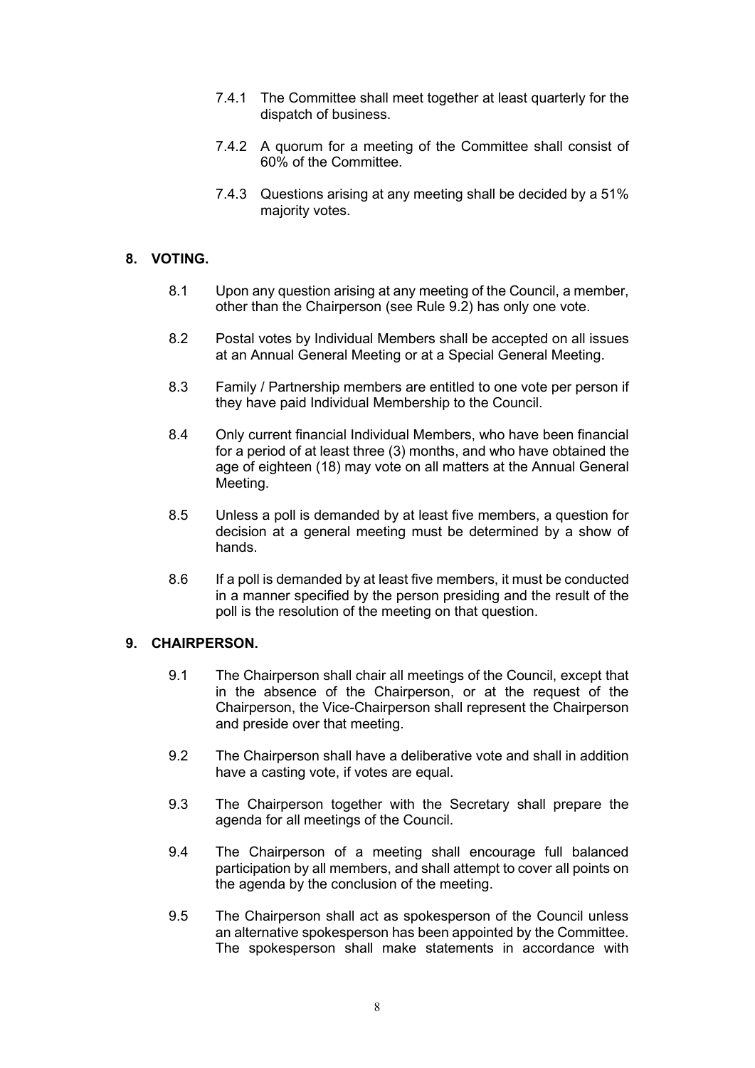7.4.1 The Committee shall meet together at least quarterly for the dispatch of business.

7.4.2 A quorum for a meeting of the Committee shall consist of 60% of the Committee.

7.4.3 Questions arising at any meeting shall be decided by a 51% majority votes.

## 8. VOTING.

8.1 Upon any question arising at any meeting of the Council, a member, other than the Chairperson (see Rule 9.2) has only one vote.

8.2 Postal votes by Individual Members shall be accepted on all issues at an Annual General Meeting or at a Special General Meeting.

8.3 Family / Partnership members are entitled to one vote per person if they have paid Individual Membership to the Council.

8.4 Only current financial Individual Members, who have been financial for a period of at least three (3) months, and who have obtained the age of eighteen (18) may vote on all matters at the Annual General Meeting.

8.5 Unless a poll is demanded by at least five members, a question for decision at a general meeting must be determined by a show of hands.

8.6 If a poll is demanded by at least five members, it must be conducted in a manner specified by the person presiding and the result of the poll is the resolution of the meeting on that question.

## 9. CHAIRPERSON.

9.1 The Chairperson shall chair all meetings of the Council, except that in the absence of the Chairperson, or at the request of the Chairperson, the Vice-Chairperson shall represent the Chairperson and preside over that meeting.

9.2 The Chairperson shall have a deliberative vote and shall in addition have a casting vote, if votes are equal.

9.3 The Chairperson together with the Secretary shall prepare the agenda for all meetings of the Council.

9.4 The Chairperson of a meeting shall encourage full balanced participation by all members, and shall attempt to cover all points on the agenda by the conclusion of the meeting.

9.5 The Chairperson shall act as spokesperson of the Council unless an alternative spokesperson has been appointed by the Committee. The spokesperson shall make statements in accordance with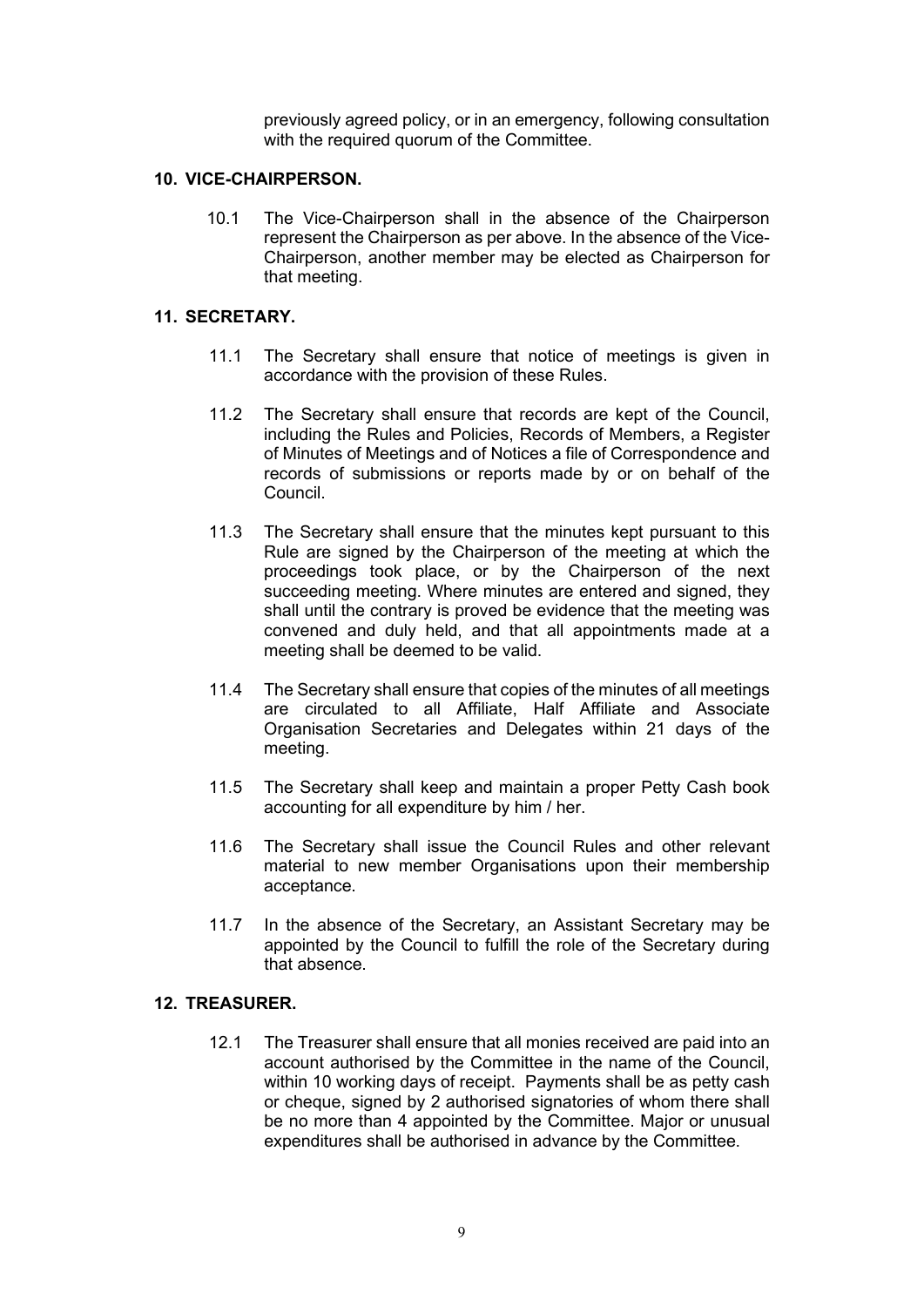previously agreed policy, or in an emergency, following consultation with the required quorum of the Committee.

## 10. VICE-CHAIRPERSON.

10.1 The Vice-Chairperson shall in the absence of the Chairperson represent the Chairperson as per above. In the absence of the Vice-Chairperson, another member may be elected as Chairperson for that meeting.

## 11. SECRETARY.

11.1 The Secretary shall ensure that notice of meetings is given in accordance with the provision of these Rules.

11.2 The Secretary shall ensure that records are kept of the Council, including the Rules and Policies, Records of Members, a Register of Minutes of Meetings and of Notices a file of Correspondence and records of submissions or reports made by or on behalf of the Council.

11.3 The Secretary shall ensure that the minutes kept pursuant to this Rule are signed by the Chairperson of the meeting at which the proceedings took place, or by the Chairperson of the next succeeding meeting. Where minutes are entered and signed, they shall until the contrary is proved be evidence that the meeting was convened and duly held, and that all appointments made at a meeting shall be deemed to be valid.

11.4 The Secretary shall ensure that copies of the minutes of all meetings are circulated to all Affiliate, Half Affiliate and Associate Organisation Secretaries and Delegates within 21 days of the meeting.

11.5 The Secretary shall keep and maintain a proper Petty Cash book accounting for all expenditure by him / her.

11.6 The Secretary shall issue the Council Rules and other relevant material to new member Organisations upon their membership acceptance.

11.7 In the absence of the Secretary, an Assistant Secretary may be appointed by the Council to fulfill the role of the Secretary during that absence.

## 12. TREASURER.

12.1 The Treasurer shall ensure that all monies received are paid into an account authorised by the Committee in the name of the Council, within 10 working days of receipt. Payments shall be as petty cash or cheque, signed by 2 authorised signatories of whom there shall be no more than 4 appointed by the Committee. Major or unusual expenditures shall be authorised in advance by the Committee.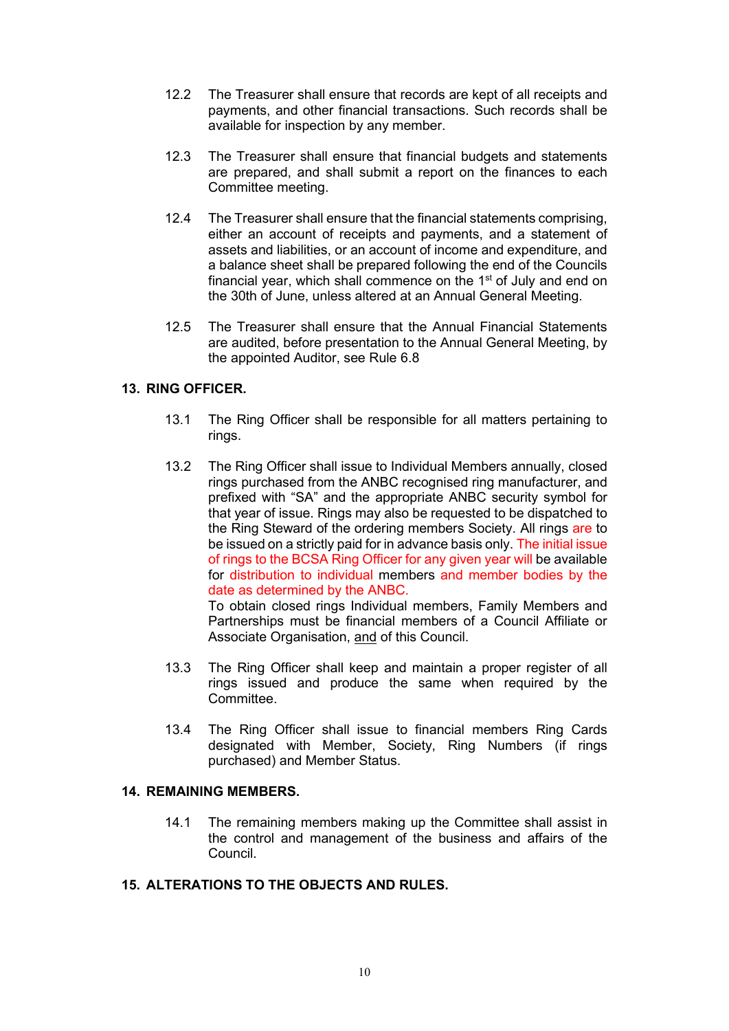12.2 The Treasurer shall ensure that records are kept of all receipts and payments, and other financial transactions. Such records shall be available for inspection by any member.

12.3 The Treasurer shall ensure that financial budgets and statements are prepared, and shall submit a report on the finances to each Committee meeting.

12.4 The Treasurer shall ensure that the financial statements comprising, either an account of receipts and payments, and a statement of assets and liabilities, or an account of income and expenditure, and a balance sheet shall be prepared following the end of the Councils financial year, which shall commence on the 1st of July and end on the 30th of June, unless altered at an Annual General Meeting.

12.5 The Treasurer shall ensure that the Annual Financial Statements are audited, before presentation to the Annual General Meeting, by the appointed Auditor, see Rule 6.8

## 13. RING OFFICER.

13.1 The Ring Officer shall be responsible for all matters pertaining to rings.

13.2 The Ring Officer shall issue to Individual Members annually, closed rings purchased from the ANBC recognised ring manufacturer, and prefixed with "SA" and the appropriate ANBC security symbol for that year of issue. Rings may also be requested to be dispatched to the Ring Steward of the ordering members Society. All rings are to be issued on a strictly paid for in advance basis only. The initial issue of rings to the BCSA Ring Officer for any given year will be available for distribution to individual members and member bodies by the date as determined by the ANBC.
To obtain closed rings Individual members, Family Members and Partnerships must be financial members of a Council Affiliate or Associate Organisation, and of this Council.

13.3 The Ring Officer shall keep and maintain a proper register of all rings issued and produce the same when required by the Committee.

13.4 The Ring Officer shall issue to financial members Ring Cards designated with Member, Society, Ring Numbers (if rings purchased) and Member Status.

## 14. REMAINING MEMBERS.

14.1 The remaining members making up the Committee shall assist in the control and management of the business and affairs of the Council.

## 15. ALTERATIONS TO THE OBJECTS AND RULES.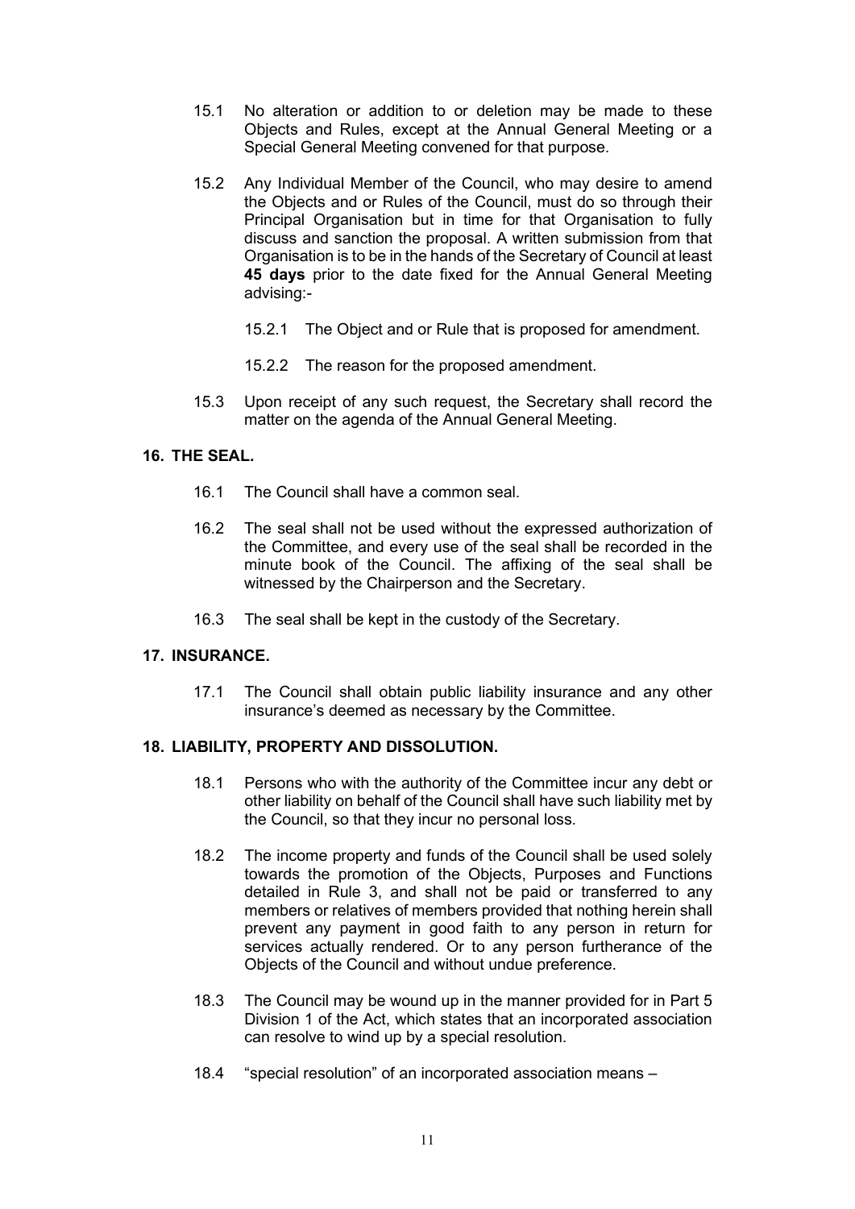15.1 No alteration or addition to or deletion may be made to these Objects and Rules, except at the Annual General Meeting or a Special General Meeting convened for that purpose.

15.2 Any Individual Member of the Council, who may desire to amend the Objects and or Rules of the Council, must do so through their Principal Organisation but in time for that Organisation to fully discuss and sanction the proposal. A written submission from that Organisation is to be in the hands of the Secretary of Council at least **45 days** prior to the date fixed for the Annual General Meeting advising:-

15.2.1 The Object and or Rule that is proposed for amendment.

15.2.2 The reason for the proposed amendment.

15.3 Upon receipt of any such request, the Secretary shall record the matter on the agenda of the Annual General Meeting.

## 16. THE SEAL.

16.1 The Council shall have a common seal.

16.2 The seal shall not be used without the expressed authorization of the Committee, and every use of the seal shall be recorded in the minute book of the Council. The affixing of the seal shall be witnessed by the Chairperson and the Secretary.

16.3 The seal shall be kept in the custody of the Secretary.

## 17. INSURANCE.

17.1 The Council shall obtain public liability insurance and any other insurance's deemed as necessary by the Committee.

## 18. LIABILITY, PROPERTY AND DISSOLUTION.

18.1 Persons who with the authority of the Committee incur any debt or other liability on behalf of the Council shall have such liability met by the Council, so that they incur no personal loss.

18.2 The income property and funds of the Council shall be used solely towards the promotion of the Objects, Purposes and Functions detailed in Rule 3, and shall not be paid or transferred to any members or relatives of members provided that nothing herein shall prevent any payment in good faith to any person in return for services actually rendered. Or to any person furtherance of the Objects of the Council and without undue preference.

18.3 The Council may be wound up in the manner provided for in Part 5 Division 1 of the Act, which states that an incorporated association can resolve to wind up by a special resolution.

18.4 "special resolution" of an incorporated association means –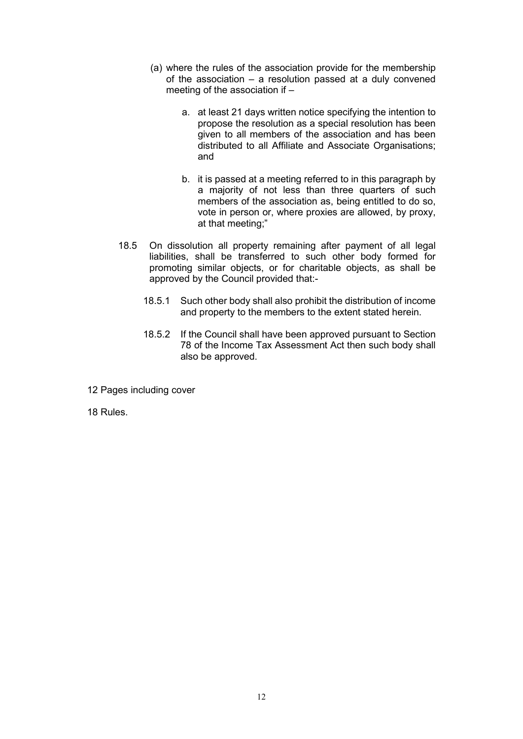(a) where the rules of the association provide for the membership of the association – a resolution passed at a duly convened meeting of the association if –

   a. at least 21 days written notice specifying the intention to propose the resolution as a special resolution has been given to all members of the association and has been distributed to all Affiliate and Associate Organisations; and

   b. it is passed at a meeting referred to in this paragraph by a majority of not less than three quarters of such members of the association as, being entitled to do so, vote in person or, where proxies are allowed, by proxy, at that meeting;"

18.5 On dissolution all property remaining after payment of all legal liabilities, shall be transferred to such other body formed for promoting similar objects, or for charitable objects, as shall be approved by the Council provided that:-

   18.5.1 Such other body shall also prohibit the distribution of income and property to the members to the extent stated herein.

   18.5.2 If the Council shall have been approved pursuant to Section 78 of the Income Tax Assessment Act then such body shall also be approved.

12 Pages including cover

18 Rules.